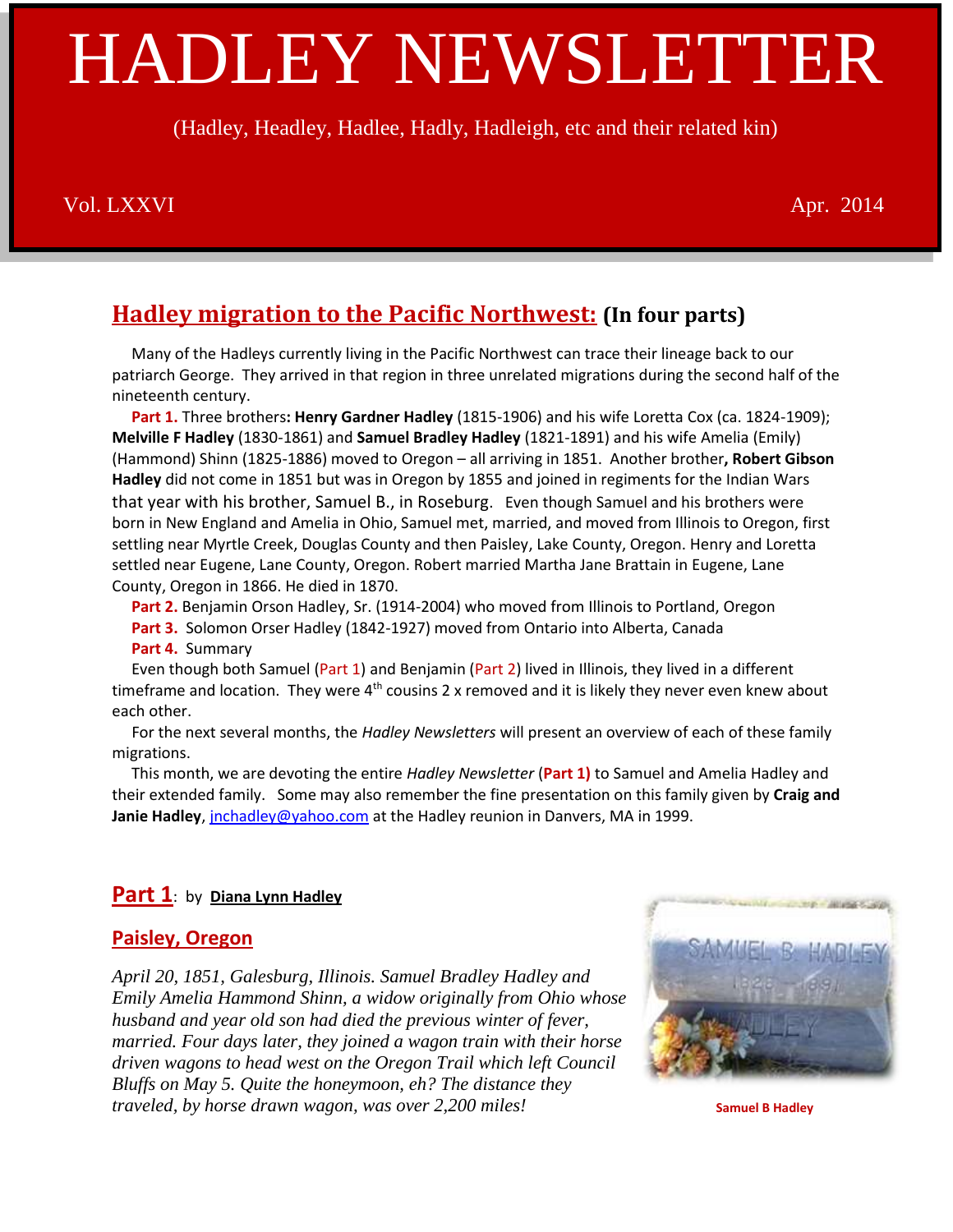# HADLEY NEWSLETTER

(Hadley, Headley, Hadlee, Hadly, Hadleigh, etc and their related kin)

Vol. LXXVI Apr. 2014

## Hadley migration to the Pacific Northwest: (In four parts)

Many of the Hadleys currently living in the Pacific Northwest can trace their lineage back to our patriarch George. They arrived in that region in three unrelated migrations during the second half of the nineteenth century.

**Part 1.** Three brothers**: Henry Gardner Hadley** (1815-1906) and his wife Loretta Cox (ca. 1824-1909); **Melville F Hadley** (1830-1861) and **Samuel Bradley Hadley** (1821-1891) and his wife Amelia (Emily) (Hammond) Shinn (1825-1886) moved to Oregon – all arriving in 1851. Another brother**, Robert Gibson Hadley** did not come in 1851 but was in Oregon by 1855 and joined in regiments for the Indian Wars that year with his brother, Samuel B., in Roseburg. Even though Samuel and his brothers were born in New England and Amelia in Ohio, Samuel met, married, and moved from Illinois to Oregon, first settling near Myrtle Creek, Douglas County and then Paisley, Lake County, Oregon. Henry and Loretta settled near Eugene, Lane County, Oregon. Robert married Martha Jane Brattain in Eugene, Lane County, Oregon in 1866. He died in 1870.

**Part 2.** Benjamin Orson Hadley, Sr. (1914-2004) who moved from Illinois to Portland, Oregon

**Part 3.** Solomon Orser Hadley (1842-1927) moved from Ontario into Alberta, Canada

**Part 4.** Summary

Even though both Samuel (Part 1) and Benjamin (Part 2) lived in Illinois, they lived in a different timeframe and location. They were 4th cousins 2 x removed and it is likely they never even knew about each other.

For the next several months, the *Hadley Newsletters* will present an overview of each of these family migrations.

This month, we are devoting the entire *Hadley Newsletter* (**Part 1)** to Samuel and Amelia Hadley and their extended family. Some may also remember the fine presentation on this family given by **Craig and Janie Hadley**, jnchadley@yahoo.com at the Hadley reunion in Danvers, MA in 1999.

## Part 1: by Diana Lynn Hadley

### Paisley, Oregon

*April 20, 1851, Galesburg, Illinois. Samuel Bradley Hadley and Emily Amelia Hammond Shinn, a widow originally from Ohio whose husband and year old son had died the previous winter of fever, married. Four days later, they joined a wagon train with their horse driven wagons to head west on the Oregon Trail which left Council Bluffs on May 5. Quite the honeymoon, eh? The distance they traveled, by horse drawn wagon, was over 2,200 miles!*

Samuel B Hadley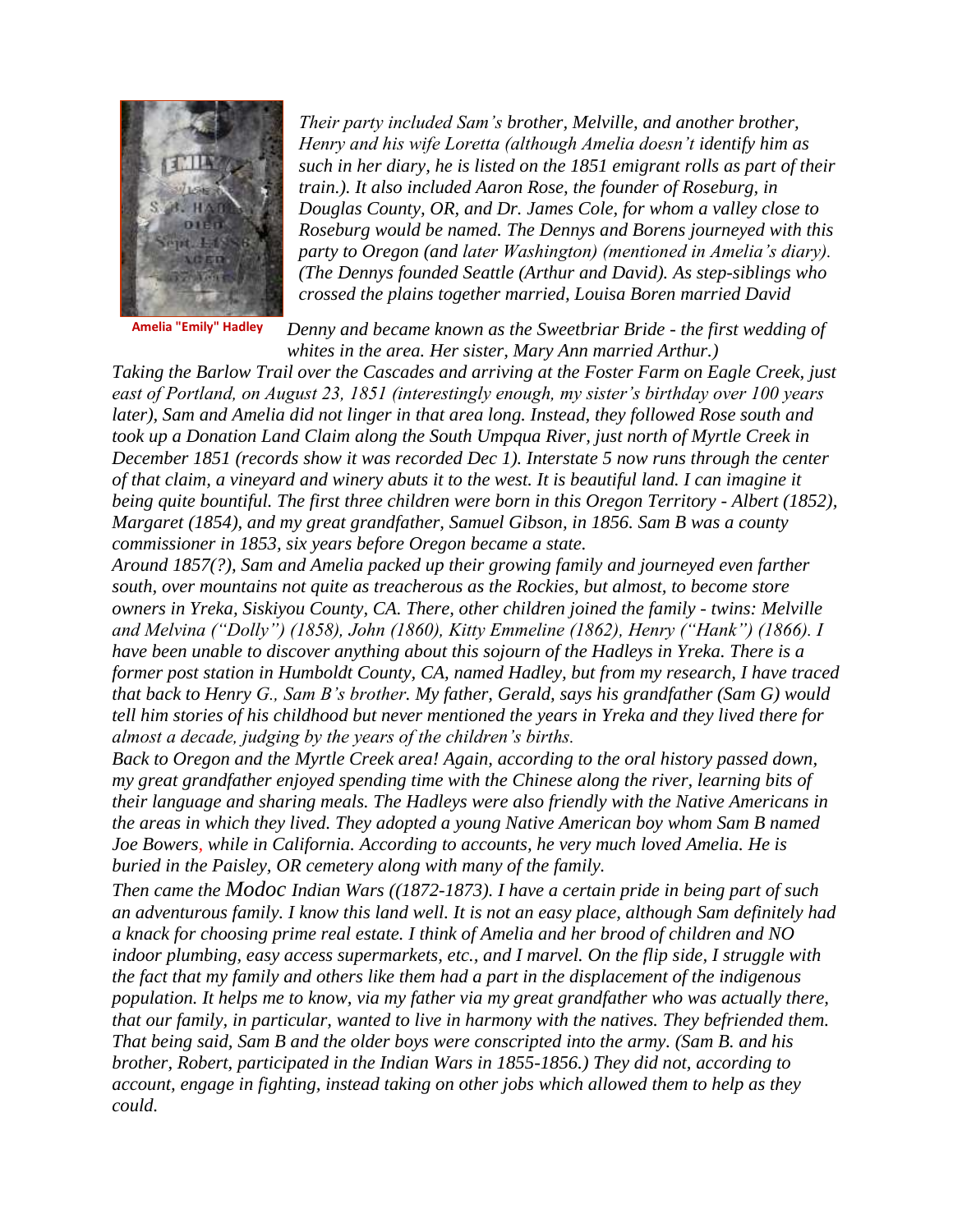Amelia "Emily" Hadley

*Their party included Sam's brother, Melville, and another brother, Henry and his wife Loretta (although Amelia doesn't identify him as such in her diary, he is listed on the 1851 emigrant rolls as part of their train.). It also included Aaron Rose, the founder of Roseburg, in Douglas County, OR, and Dr. James Cole, for whom a valley close to Roseburg would be named. The Dennys and Borens journeyed with this party to Oregon (and later Washington) (mentioned in Amelia's diary). (The Dennys founded Seattle (Arthur and David). As step-siblings who crossed the plains together married, Louisa Boren married David Denny and became known as the Sweetbriar Bride - the first wedding of whites in the area. Her sister, Mary Ann married Arthur.)*

*Taking the Barlow Trail over the Cascades and arriving at the Foster Farm on Eagle Creek, just east of Portland, on August 23, 1851 (interestingly enough, my sister's birthday over 100 years later), Sam and Amelia did not linger in that area long. Instead, they followed Rose south and took up a Donation Land Claim along the South Umpqua River, just north of Myrtle Creek in December 1851 (records show it was recorded Dec 1). Interstate 5 now runs through the center of that claim, a vineyard and winery abuts it to the west. It is beautiful land. I can imagine it being quite bountiful. The first three children were born in this Oregon Territory - Albert (1852), Margaret (1854), and my great grandfather, Samuel Gibson, in 1856. Sam B was a county commissioner in 1853, six years before Oregon became a state.*

*Around 1857(?), Sam and Amelia packed up their growing family and journeyed even farther south, over mountains not quite as treacherous as the Rockies, but almost, to become store owners in Yreka, Siskiyou County, CA. There, other children joined the family - twins: Melville and Melvina ("Dolly") (1858), John (1860), Kitty Emmeline (1862), Henry ("Hank") (1866). I have been unable to discover anything about this sojourn of the Hadleys in Yreka. There is a former post station in Humboldt County, CA, named Hadley, but from my research, I have traced that back to Henry G., Sam B's brother. My father, Gerald, says his grandfather (Sam G) would tell him stories of his childhood but never mentioned the years in Yreka and they lived there for almost a decade, judging by the years of the children's births.*

*Back to Oregon and the Myrtle Creek area! Again, according to the oral history passed down, my great grandfather enjoyed spending time with the Chinese along the river, learning bits of their language and sharing meals. The Hadleys were also friendly with the Native Americans in the areas in which they lived. They adopted a young Native American boy whom Sam B named Joe Bowers, while in California. According to accounts, he very much loved Amelia. He is buried in the Paisley, OR cemetery along with many of the family.*

*Then came the Modoc Indian Wars ((1872-1873). I have a certain pride in being part of such an adventurous family. I know this land well. It is not an easy place, although Sam definitely had a knack for choosing prime real estate. I think of Amelia and her brood of children and NO indoor plumbing, easy access supermarkets, etc., and I marvel. On the flip side, I struggle with the fact that my family and others like them had a part in the displacement of the indigenous population. It helps me to know, via my father via my great grandfather who was actually there, that our family, in particular, wanted to live in harmony with the natives. They befriended them. That being said, Sam B and the older boys were conscripted into the army. (Sam B. and his brother, Robert, participated in the Indian Wars in 1855-1856.) They did not, according to account, engage in fighting, instead taking on other jobs which allowed them to help as they could.*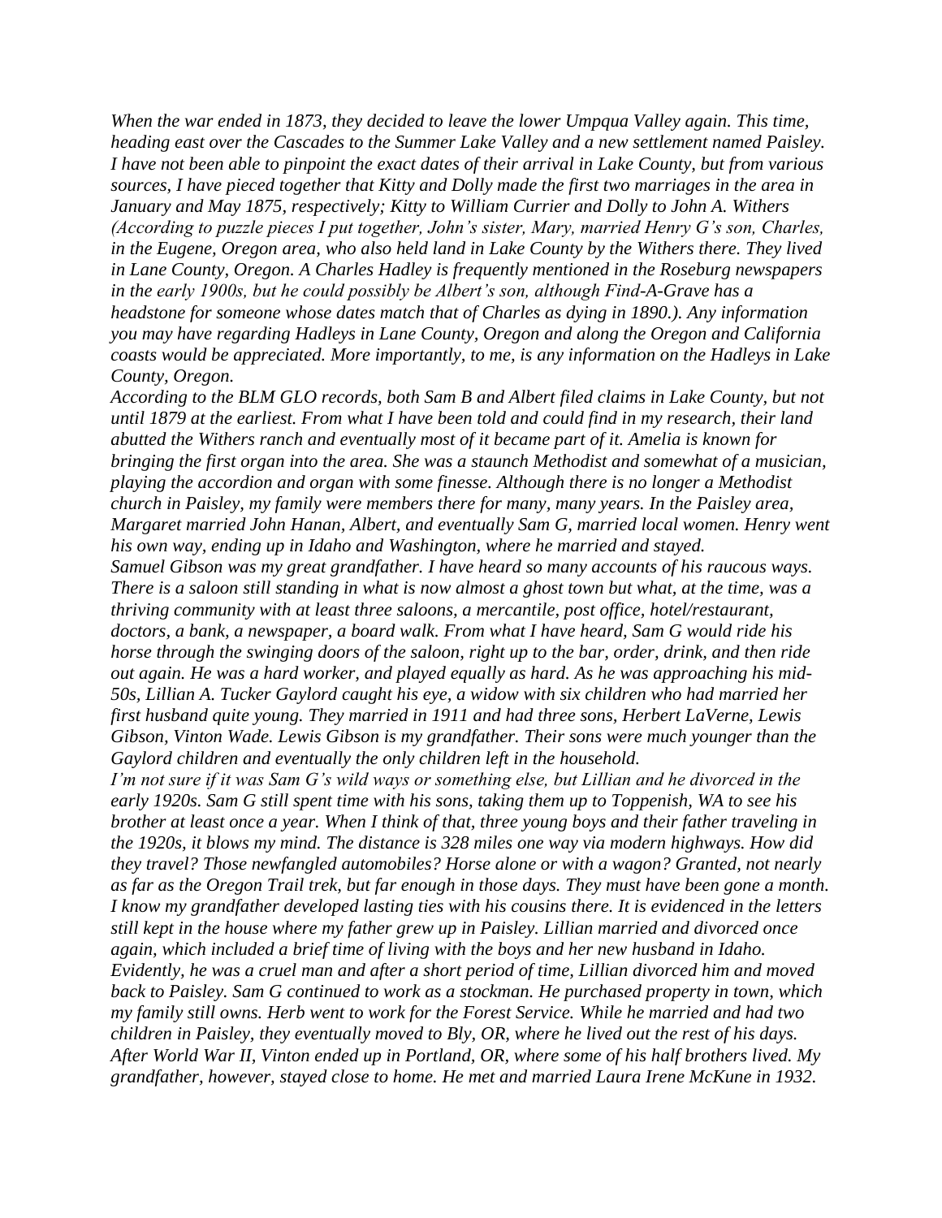*When the war ended in 1873, they decided to leave the lower Umpqua Valley again. This time, heading east over the Cascades to the Summer Lake Valley and a new settlement named Paisley. I have not been able to pinpoint the exact dates of their arrival in Lake County, but from various sources, I have pieced together that Kitty and Dolly made the first two marriages in the area in January and May 1875, respectively; Kitty to William Currier and Dolly to John A. Withers (According to puzzle pieces I put together, John's sister, Mary, married Henry G's son, Charles, in the Eugene, Oregon area, who also held land in Lake County by the Withers there. They lived in Lane County, Oregon. A Charles Hadley is frequently mentioned in the Roseburg newspapers in the early 1900s, but he could possibly be Albert's son, although Find-A-Grave has a headstone for someone whose dates match that of Charles as dying in 1890.). Any information you may have regarding Hadleys in Lane County, Oregon and along the Oregon and California coasts would be appreciated. More importantly, to me, is any information on the Hadleys in Lake County, Oregon.*

*According to the BLM GLO records, both Sam B and Albert filed claims in Lake County, but not until 1879 at the earliest. From what I have been told and could find in my research, their land abutted the Withers ranch and eventually most of it became part of it. Amelia is known for bringing the first organ into the area. She was a staunch Methodist and somewhat of a musician, playing the accordion and organ with some finesse. Although there is no longer a Methodist church in Paisley, my family were members there for many, many years. In the Paisley area, Margaret married John Hanan, Albert, and eventually Sam G, married local women. Henry went his own way, ending up in Idaho and Washington, where he married and stayed.*

*Samuel Gibson was my great grandfather. I have heard so many accounts of his raucous ways. There is a saloon still standing in what is now almost a ghost town but what, at the time, was a thriving community with at least three saloons, a mercantile, post office, hotel/restaurant, doctors, a bank, a newspaper, a board walk. From what I have heard, Sam G would ride his horse through the swinging doors of the saloon, right up to the bar, order, drink, and then ride out again. He was a hard worker, and played equally as hard. As he was approaching his mid-50s, Lillian A. Tucker Gaylord caught his eye, a widow with six children who had married her first husband quite young. They married in 1911 and had three sons, Herbert LaVerne, Lewis Gibson, Vinton Wade. Lewis Gibson is my grandfather. Their sons were much younger than the Gaylord children and eventually the only children left in the household.*

*I'm not sure if it was Sam G's wild ways or something else, but Lillian and he divorced in the early 1920s. Sam G still spent time with his sons, taking them up to Toppenish, WA to see his brother at least once a year. When I think of that, three young boys and their father traveling in the 1920s, it blows my mind. The distance is 328 miles one way via modern highways. How did they travel? Those newfangled automobiles? Horse alone or with a wagon? Granted, not nearly as far as the Oregon Trail trek, but far enough in those days. They must have been gone a month. I know my grandfather developed lasting ties with his cousins there. It is evidenced in the letters still kept in the house where my father grew up in Paisley. Lillian married and divorced once again, which included a brief time of living with the boys and her new husband in Idaho. Evidently, he was a cruel man and after a short period of time, Lillian divorced him and moved back to Paisley. Sam G continued to work as a stockman. He purchased property in town, which my family still owns. Herb went to work for the Forest Service. While he married and had two children in Paisley, they eventually moved to Bly, OR, where he lived out the rest of his days. After World War II, Vinton ended up in Portland, OR, where some of his half brothers lived. My grandfather, however, stayed close to home. He met and married Laura Irene McKune in 1932.*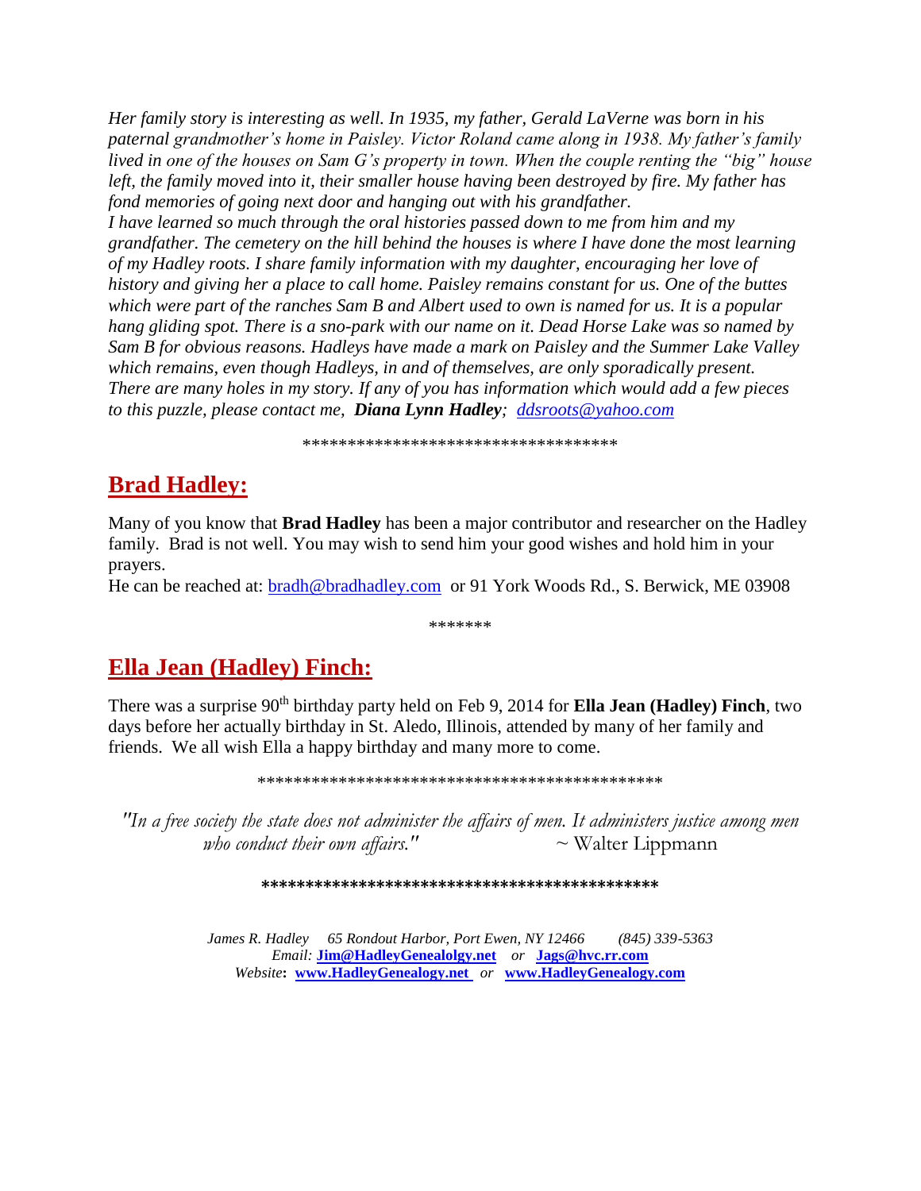*Her family story is interesting as well. In 1935, my father, Gerald LaVerne was born in his paternal grandmother's home in Paisley. Victor Roland came along in 1938. My father's family lived in one of the houses on Sam G's property in town. When the couple renting the "big" house left, the family moved into it, their smaller house having been destroyed by fire. My father has fond memories of going next door and hanging out with his grandfather.*
*I have learned so much through the oral histories passed down to me from him and my grandfather. The cemetery on the hill behind the houses is where I have done the most learning of my Hadley roots. I share family information with my daughter, encouraging her love of history and giving her a place to call home. Paisley remains constant for us. One of the buttes which were part of the ranches Sam B and Albert used to own is named for us. It is a popular hang gliding spot. There is a sno-park with our name on it. Dead Horse Lake was so named by Sam B for obvious reasons. Hadleys have made a mark on Paisley and the Summer Lake Valley which remains, even though Hadleys, in and of themselves, are only sporadically present. There are many holes in my story. If any of you has information which would add a few pieces to this puzzle, please contact me,* ***Diana Lynn Hadley****;* *ddsroots@yahoo.com*

\*\*\*\*\*\*\*\*\*\*\*\*\*\*\*\*\*\*\*\*\*\*\*\*\*\*\*\*\*\*\*\*\*\*\*\*

## Brad Hadley:

Many of you know that **Brad Hadley** has been a major contributor and researcher on the Hadley family. Brad is not well. You may wish to send him your good wishes and hold him in your prayers.
He can be reached at: bradh@bradhadley.com or 91 York Woods Rd., S. Berwick, ME 03908

\*\*\*\*\*\*\*

## Ella Jean (Hadley) Finch:

There was a surprise 90th birthday party held on Feb 9, 2014 for **Ella Jean (Hadley) Finch**, two days before her actually birthday in St. Aledo, Illinois, attended by many of her family and friends. We all wish Ella a happy birthday and many more to come.

\*\*\*\*\*\*\*\*\*\*\*\*\*\*\*\*\*\*\*\*\*\*\*\*\*\*\*\*\*\*\*\*\*\*\*\*\*\*\*\*\*\*\*\*\*\*

*"In a free society the state does not administer the affairs of men. It administers justice among men who conduct their own affairs."* ~ Walter Lippmann

\*\*\*\*\*\*\*\*\*\*\*\*\*\*\*\*\*\*\*\*\*\*\*\*\*\*\*\*\*\*\*\*\*\*\*\*\*\*\*\*\*\*\*\*\*

*James R. Hadley 65 Rondout Harbor, Port Ewen, NY 12466 (845) 339-5363*
*Email:* **Jim@HadleyGenealolgy.net** *or* **Jags@hvc.rr.com**
*Website***:** **www.HadleyGenealogy.net** *or* **www.HadleyGenealogy.com**